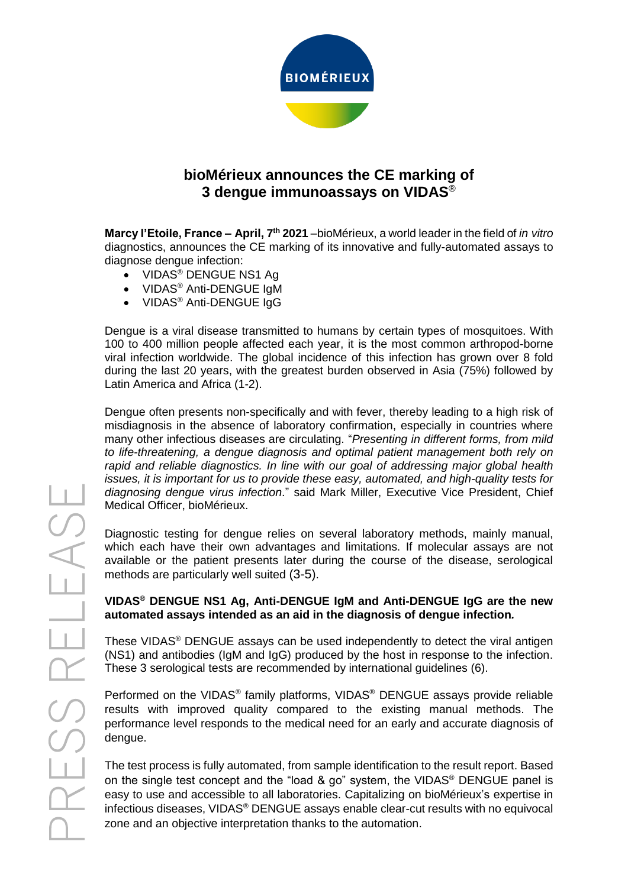# bioMérieux announces the CE marking of 3 dengue immunoassays on VIDAS®

**Marcy l'Etoile, France – April, 7th 2021** –bioMérieux, a world leader in the field of *in vitro* diagnostics, announces the CE marking of its innovative and fully-automated assays to diagnose dengue infection:

- VIDAS® DENGUE NS1 Ag
- VIDAS® Anti-DENGUE IgM
- VIDAS® Anti-DENGUE IgG

Dengue is a viral disease transmitted to humans by certain types of mosquitoes. With 100 to 400 million people affected each year, it is the most common arthropod-borne viral infection worldwide. The global incidence of this infection has grown over 8 fold during the last 20 years, with the greatest burden observed in Asia (75%) followed by Latin America and Africa (1-2).

Dengue often presents non-specifically and with fever, thereby leading to a high risk of misdiagnosis in the absence of laboratory confirmation, especially in countries where many other infectious diseases are circulating. "*Presenting in different forms, from mild to life-threatening, a dengue diagnosis and optimal patient management both rely on rapid and reliable diagnostics. In line with our goal of addressing major global health issues, it is important for us to provide these easy, automated, and high-quality tests for diagnosing dengue virus infection*." said Mark Miller, Executive Vice President, Chief Medical Officer, bioMérieux.

Diagnostic testing for dengue relies on several laboratory methods, mainly manual, which each have their own advantages and limitations. If molecular assays are not available or the patient presents later during the course of the disease, serological methods are particularly well suited (3-5).

**VIDAS® DENGUE NS1 Ag, Anti-DENGUE IgM and Anti-DENGUE IgG are the new automated assays intended as an aid in the diagnosis of dengue infection.**

These VIDAS® DENGUE assays can be used independently to detect the viral antigen (NS1) and antibodies (IgM and IgG) produced by the host in response to the infection. These 3 serological tests are recommended by international guidelines (6).

Performed on the VIDAS® family platforms, VIDAS® DENGUE assays provide reliable results with improved quality compared to the existing manual methods. The performance level responds to the medical need for an early and accurate diagnosis of dengue.

The test process is fully automated, from sample identification to the result report. Based on the single test concept and the "load & go" system, the VIDAS® DENGUE panel is easy to use and accessible to all laboratories. Capitalizing on bioMérieux's expertise in infectious diseases, VIDAS® DENGUE assays enable clear-cut results with no equivocal zone and an objective interpretation thanks to the automation.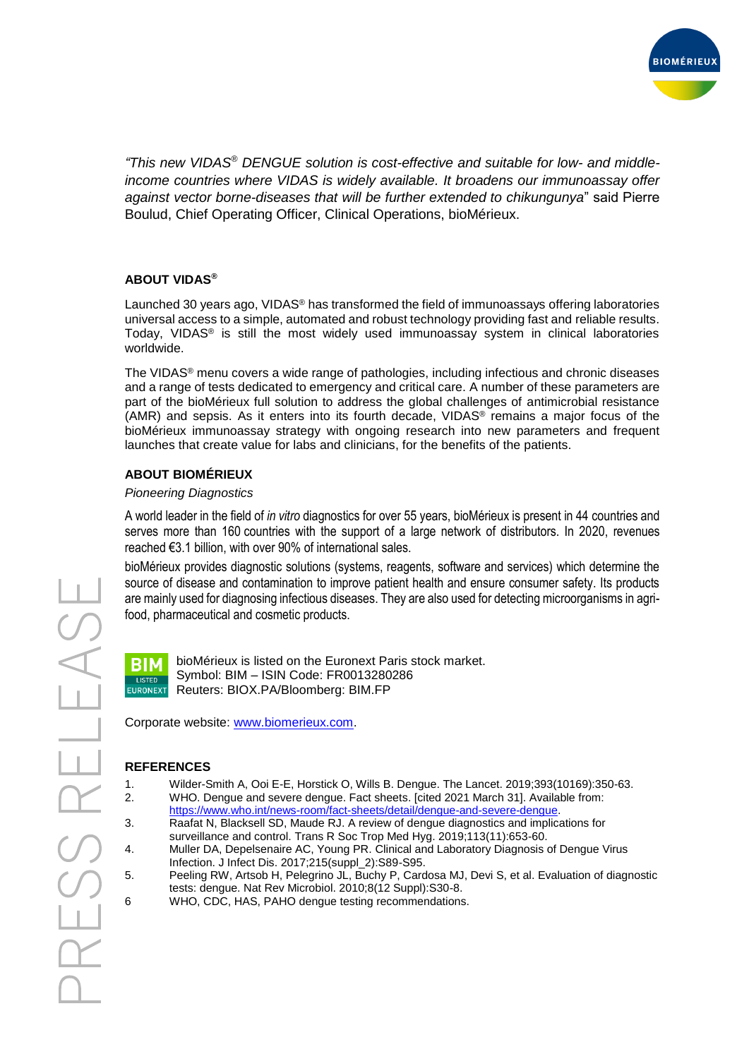*"This new VIDAS® DENGUE solution is cost-effective and suitable for low- and middle-income countries where VIDAS is widely available. It broadens our immunoassay offer against vector borne-diseases that will be further extended to chikungunya*" said Pierre Boulud, Chief Operating Officer, Clinical Operations, bioMérieux.

**ABOUT VIDAS®**

Launched 30 years ago, VIDAS® has transformed the field of immunoassays offering laboratories universal access to a simple, automated and robust technology providing fast and reliable results. Today, VIDAS® is still the most widely used immunoassay system in clinical laboratories worldwide.

The VIDAS® menu covers a wide range of pathologies, including infectious and chronic diseases and a range of tests dedicated to emergency and critical care. A number of these parameters are part of the bioMérieux full solution to address the global challenges of antimicrobial resistance (AMR) and sepsis. As it enters into its fourth decade, VIDAS® remains a major focus of the bioMérieux immunoassay strategy with ongoing research into new parameters and frequent launches that create value for labs and clinicians, for the benefits of the patients.

**ABOUT BIOMÉRIEUX**

*Pioneering Diagnostics*

A world leader in the field of *in vitro* diagnostics for over 55 years, bioMérieux is present in 44 countries and serves more than 160 countries with the support of a large network of distributors. In 2020, revenues reached €3.1 billion, with over 90% of international sales.

bioMérieux provides diagnostic solutions (systems, reagents, software and services) which determine the source of disease and contamination to improve patient health and ensure consumer safety. Its products are mainly used for diagnosing infectious diseases. They are also used for detecting microorganisms in agri-food, pharmaceutical and cosmetic products.

bioMérieux is listed on the Euronext Paris stock market.
Symbol: BIM – ISIN Code: FR0013280286
Reuters: BIOX.PA/Bloomberg: BIM.FP

Corporate website: www.biomerieux.com.

**REFERENCES**

1. Wilder-Smith A, Ooi E-E, Horstick O, Wills B. Dengue. The Lancet. 2019;393(10169):350-63.
2. WHO. Dengue and severe dengue. Fact sheets. [cited 2021 March 31]. Available from: https://www.who.int/news-room/fact-sheets/detail/dengue-and-severe-dengue.
3. Raafat N, Blacksell SD, Maude RJ. A review of dengue diagnostics and implications for surveillance and control. Trans R Soc Trop Med Hyg. 2019;113(11):653-60.
4. Muller DA, Depelsenaire AC, Young PR. Clinical and Laboratory Diagnosis of Dengue Virus Infection. J Infect Dis. 2017;215(suppl_2):S89-S95.
5. Peeling RW, Artsob H, Pelegrino JL, Buchy P, Cardosa MJ, Devi S, et al. Evaluation of diagnostic tests: dengue. Nat Rev Microbiol. 2010;8(12 Suppl):S30-8.
6. WHO, CDC, HAS, PAHO dengue testing recommendations.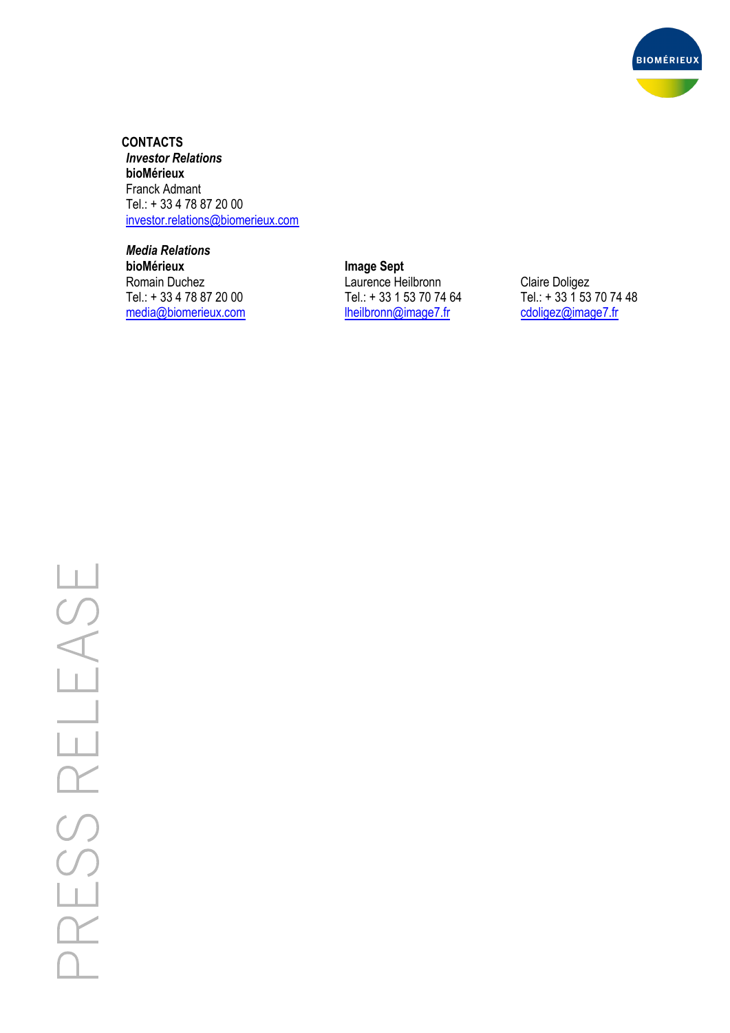**CONTACTS**

***Investor Relations***

**bioMérieux**
Franck Admant
Tel.: + 33 4 78 87 20 00
investor.relations@biomerieux.com

***Media Relations***

**bioMérieux**
Romain Duchez
Tel.: + 33 4 78 87 20 00
media@biomerieux.com

**Image Sept**
Laurence Heilbronn
Tel.: + 33 1 53 70 74 64
lheilbronn@image7.fr

Claire Doligez
Tel.: + 33 1 53 70 74 48
cdoligez@image7.fr